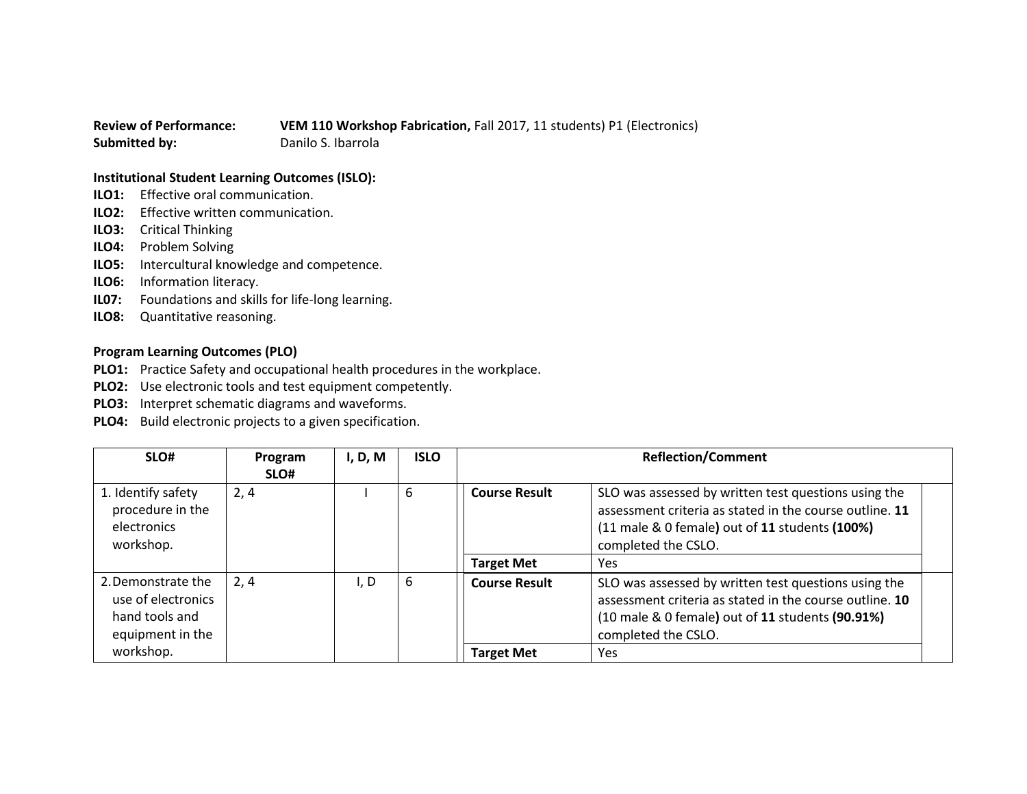**Review of Performance:** **VEM 110 Workshop Fabrication,** Fall 2017, 11 students) P1 (Electronics)
**Submitted by:** Danilo S. Ibarrola

**Institutional Student Learning Outcomes (ISLO):**

**ILO1:** Effective oral communication.
**ILO2:** Effective written communication.
**ILO3:** Critical Thinking
**ILO4:** Problem Solving
**ILO5:** Intercultural knowledge and competence.
**ILO6:** Information literacy.
**IL07:** Foundations and skills for life-long learning.
**ILO8:** Quantitative reasoning.

**Program Learning Outcomes (PLO)**

**PLO1:** Practice Safety and occupational health procedures in the workplace.
**PLO2:** Use electronic tools and test equipment competently.
**PLO3:** Interpret schematic diagrams and waveforms.
**PLO4:** Build electronic projects to a given specification.

| SLO# | Program SLO# | I, D, M | ISLO | Reflection/Comment | |
|---|---|---|---|---|---|
| 1. Identify safety procedure in the electronics workshop. | 2, 4 | I | 6 | **Course Result** | SLO was assessed by written test questions using the assessment criteria as stated in the course outline. **11** (11 male & 0 female**)** out of **11** students **(100%)** completed the CSLO. |
| | | | | **Target Met** | Yes |
| 2. Demonstrate the use of electronics hand tools and equipment in the workshop. | 2, 4 | I, D | 6 | **Course Result** | SLO was assessed by written test questions using the assessment criteria as stated in the course outline. **10** (10 male & 0 female**)** out of **11** students **(90.91%)** completed the CSLO. |
| | | | | **Target Met** | Yes |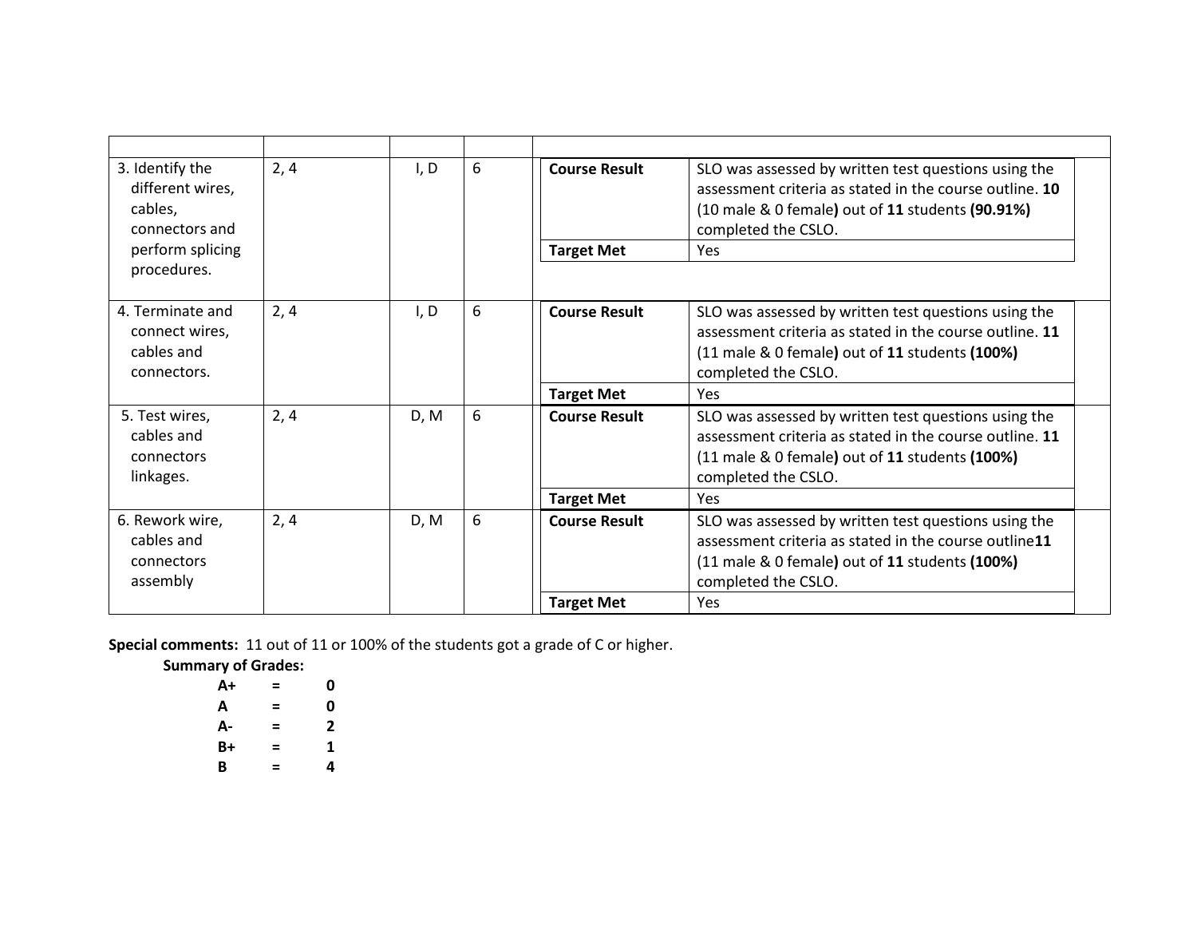| | | | | | |
|---|---|---|---|---|---|
| 3. Identify the different wires, cables, connectors and perform splicing procedures. | 2, 4 | I, D | 6 | **Course Result** | SLO was assessed by written test questions using the assessment criteria as stated in the course outline. **10** (10 male & 0 female**)** out of **11** students **(90.91%)** completed the CSLO. |
| | | | | **Target Met** | Yes |
| 4. Terminate and connect wires, cables and connectors. | 2, 4 | I, D | 6 | **Course Result** | SLO was assessed by written test questions using the assessment criteria as stated in the course outline. **11** (11 male & 0 female**)** out of **11** students **(100%)** completed the CSLO. |
| | | | | **Target Met** | Yes |
| 5. Test wires, cables and connectors linkages. | 2, 4 | D, M | 6 | **Course Result** | SLO was assessed by written test questions using the assessment criteria as stated in the course outline. **11** (11 male & 0 female**)** out of **11** students **(100%)** completed the CSLO. |
| | | | | **Target Met** | Yes |
| 6. Rework wire, cables and connectors assembly | 2, 4 | D, M | 6 | **Course Result** | SLO was assessed by written test questions using the assessment criteria as stated in the course outline**11** (11 male & 0 female**)** out of **11** students **(100%)** completed the CSLO. |
| | | | | **Target Met** | Yes |

**Special comments:** 11 out of 11 or 100% of the students got a grade of C or higher.

**Summary of Grades:**

| | | |
|---|---|---|
| **A+** | **=** | **0** |
| **A** | **=** | **0** |
| **A-** | **=** | **2** |
| **B+** | **=** | **1** |
| **B** | **=** | **4** |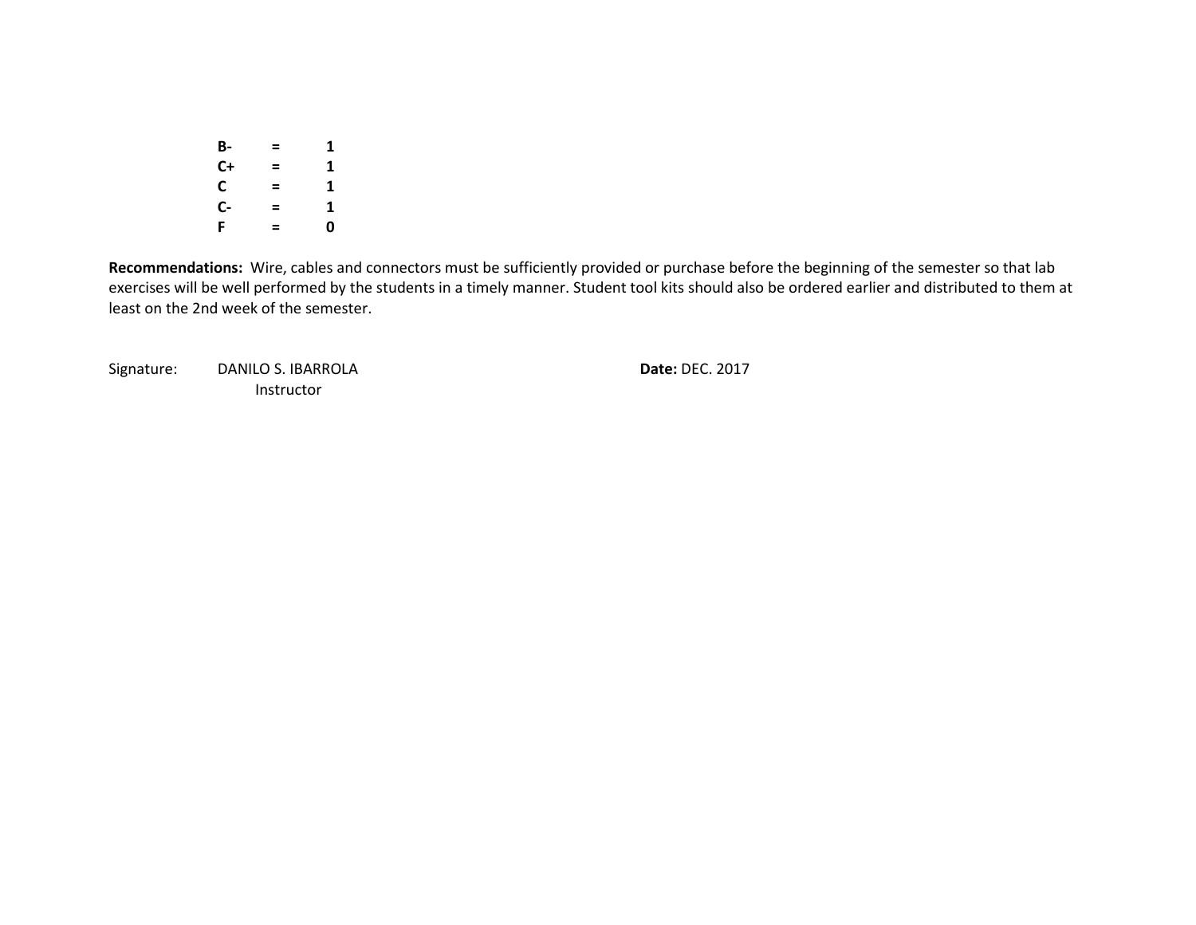| | | |
|---|---|---|
| **B-** | **=** | **1** |
| **C+** | **=** | **1** |
| **C** | **=** | **1** |
| **C-** | **=** | **1** |
| **F** | **=** | **0** |

**Recommendations:** Wire, cables and connectors must be sufficiently provided or purchase before the beginning of the semester so that lab exercises will be well performed by the students in a timely manner. Student tool kits should also be ordered earlier and distributed to them at least on the 2nd week of the semester.

Signature: DANILO S. IBARROLA
Instructor

**Date:** DEC. 2017